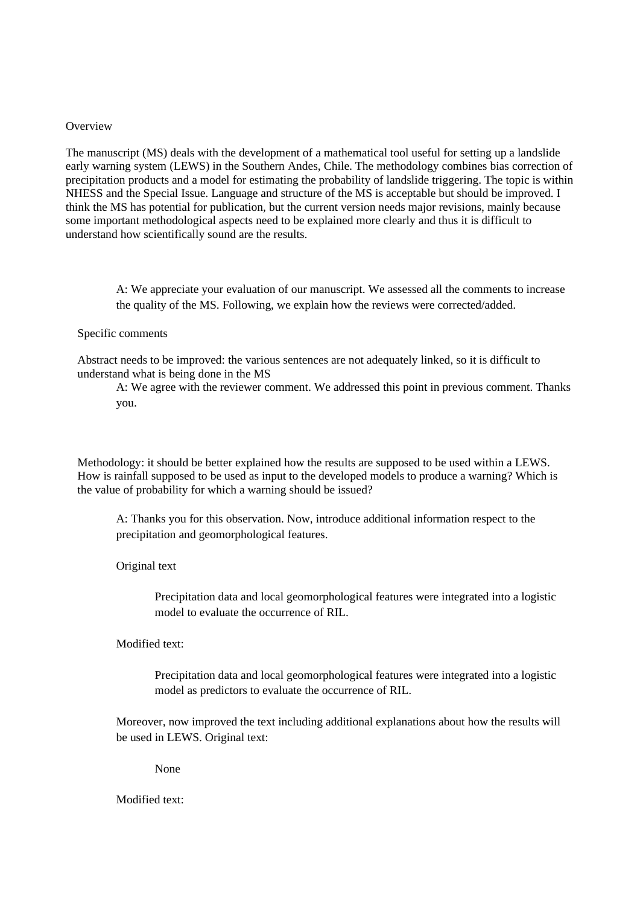Overview

The manuscript (MS) deals with the development of a mathematical tool useful for setting up a landslide early warning system (LEWS) in the Southern Andes, Chile. The methodology combines bias correction of precipitation products and a model for estimating the probability of landslide triggering. The topic is within NHESS and the Special Issue. Language and structure of the MS is acceptable but should be improved. I think the MS has potential for publication, but the current version needs major revisions, mainly because some important methodological aspects need to be explained more clearly and thus it is difficult to understand how scientifically sound are the results.

> A: We appreciate your evaluation of our manuscript. We assessed all the comments to increase the quality of the MS. Following, we explain how the reviews were corrected/added.

Specific comments

Abstract needs to be improved: the various sentences are not adequately linked, so it is difficult to understand what is being done in the MS

> A: We agree with the reviewer comment. We addressed this point in previous comment. Thanks you.

Methodology: it should be better explained how the results are supposed to be used within a LEWS. How is rainfall supposed to be used as input to the developed models to produce a warning? Which is the value of probability for which a warning should be issued?

> A: Thanks you for this observation. Now, introduce additional information respect to the precipitation and geomorphological features.
>
> Original text
>
> > Precipitation data and local geomorphological features were integrated into a logistic model to evaluate the occurrence of RIL.
>
> Modified text:
>
> > Precipitation data and local geomorphological features were integrated into a logistic model as predictors to evaluate the occurrence of RIL.
>
> Moreover, now improved the text including additional explanations about how the results will be used in LEWS. Original text:
>
> > None
>
> Modified text: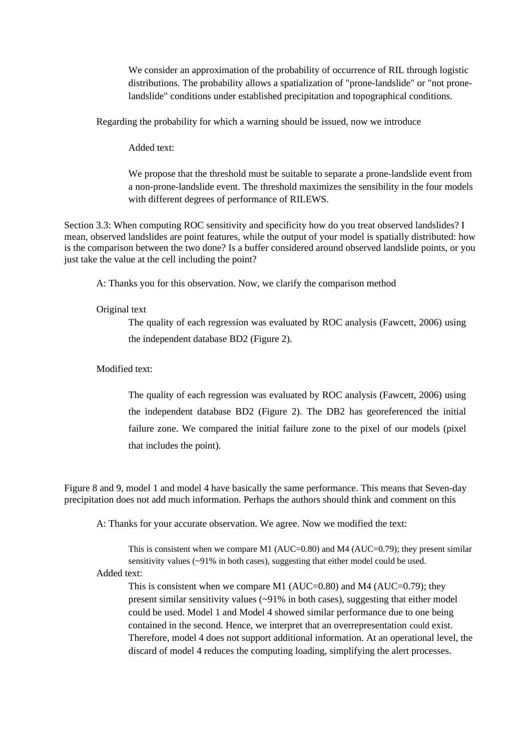We consider an approximation of the probability of occurrence of RIL through logistic distributions. The probability allows a spatialization of "prone-landslide" or "not prone-landslide" conditions under established precipitation and topographical conditions.

Regarding the probability for which a warning should be issued, now we introduce

Added text:

We propose that the threshold must be suitable to separate a prone-landslide event from a non-prone-landslide event. The threshold maximizes the sensibility in the four models with different degrees of performance of RILEWS.

Section 3.3: When computing ROC sensitivity and specificity how do you treat observed landslides? I mean, observed landslides are point features, while the output of your model is spatially distributed: how is the comparison between the two done? Is a buffer considered around observed landslide points, or you just take the value at the cell including the point?

A: Thanks you for this observation. Now, we clarify the comparison method

Original text

The quality of each regression was evaluated by ROC analysis (Fawcett, 2006) using the independent database BD2 (Figure 2).

Modified text:

The quality of each regression was evaluated by ROC analysis (Fawcett, 2006) using the independent database BD2 (Figure 2). The DB2 has georeferenced the initial failure zone. We compared the initial failure zone to the pixel of our models (pixel that includes the point).

Figure 8 and 9, model 1 and model 4 have basically the same performance. This means that Seven-day precipitation does not add much information. Perhaps the authors should think and comment on this

A: Thanks for your accurate observation. We agree. Now we modified the text:

This is consistent when we compare M1 (AUC=0.80) and M4 (AUC=0.79); they present similar sensitivity values (~91% in both cases), suggesting that either model could be used.

Added text:

This is consistent when we compare M1 (AUC=0.80) and M4 (AUC=0.79); they present similar sensitivity values (~91% in both cases), suggesting that either model could be used. Model 1 and Model 4 showed similar performance due to one being contained in the second. Hence, we interpret that an overrepresentation could exist. Therefore, model 4 does not support additional information. At an operational level, the discard of model 4 reduces the computing loading, simplifying the alert processes.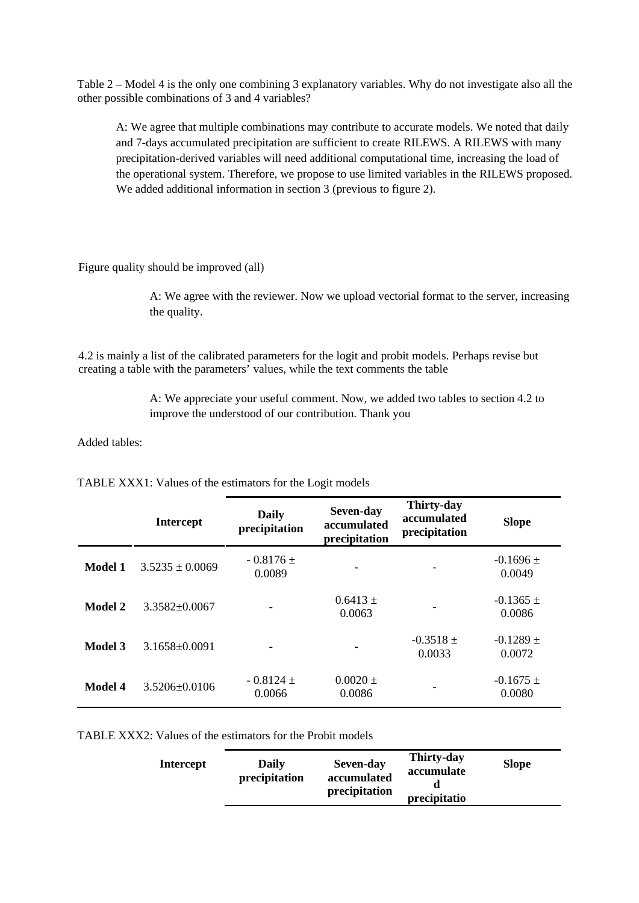Table 2 – Model 4 is the only one combining 3 explanatory variables. Why do not investigate also all the other possible combinations of 3 and 4 variables?

> A: We agree that multiple combinations may contribute to accurate models. We noted that daily and 7-days accumulated precipitation are sufficient to create RILEWS. A RILEWS with many precipitation-derived variables will need additional computational time, increasing the load of the operational system. Therefore, we propose to use limited variables in the RILEWS proposed. We added additional information in section 3 (previous to figure 2).

Figure quality should be improved (all)

> A: We agree with the reviewer. Now we upload vectorial format to the server, increasing the quality.

4.2 is mainly a list of the calibrated parameters for the logit and probit models. Perhaps revise but creating a table with the parameters' values, while the text comments the table

> A: We appreciate your useful comment. Now, we added two tables to section 4.2 to improve the understood of our contribution. Thank you

Added tables:

TABLE XXX1: Values of the estimators for the Logit models

| | Intercept | Daily precipitation | Seven-day accumulated precipitation | Thirty-day accumulated precipitation | Slope |
|---|---|---|---|---|---|
| **Model 1** | 3.5235 ± 0.0069 | - 0.8176 ± 0.0089 | - | - | -0.1696 ± 0.0049 |
| **Model 2** | 3.3582±0.0067 | - | 0.6413 ± 0.0063 | - | -0.1365 ± 0.0086 |
| **Model 3** | 3.1658±0.0091 | - | - | -0.3518 ± 0.0033 | -0.1289 ± 0.0072 |
| **Model 4** | 3.5206±0.0106 | - 0.8124 ± 0.0066 | 0.0020 ± 0.0086 | - | -0.1675 ± 0.0080 |

TABLE XXX2: Values of the estimators for the Probit models

| | Intercept | Daily precipitation | Seven-day accumulated precipitation | Thirty-day accumulated precipitatio | Slope |
|---|---|---|---|---|---|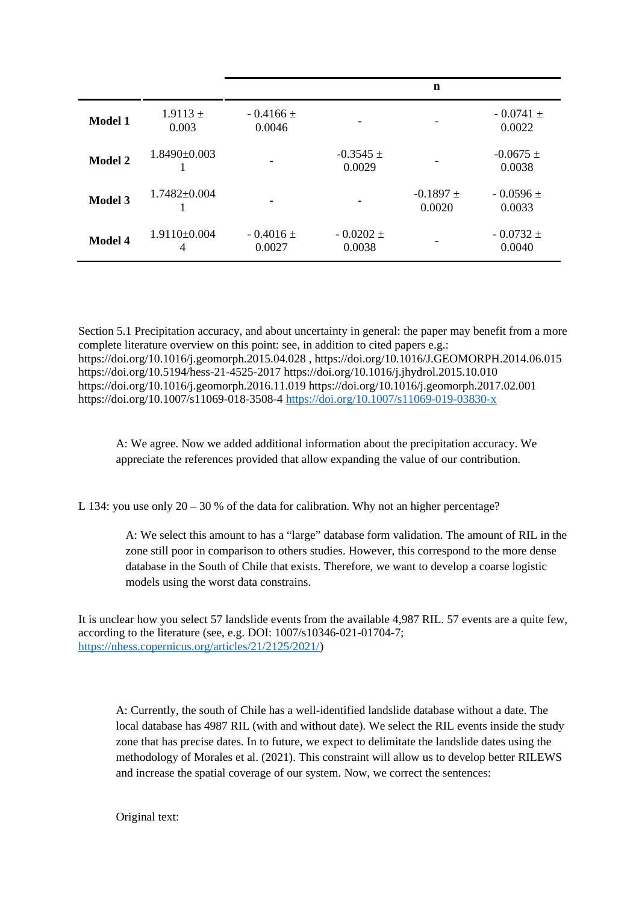| | | | n | | |
|---|---|---|---|---|---|
| **Model 1** | 1.9113 ± 0.003 | - 0.4166 ± 0.0046 | - | - | - 0.0741 ± 0.0022 |
| **Model 2** | 1.8490±0.0031 | - | -0.3545 ± 0.0029 | - | -0.0675 ± 0.0038 |
| **Model 3** | 1.7482±0.0041 | - | - | -0.1897 ± 0.0020 | - 0.0596 ± 0.0033 |
| **Model 4** | 1.9110±0.0044 | - 0.4016 ± 0.0027 | - 0.0202 ± 0.0038 | - | - 0.0732 ± 0.0040 |

Section 5.1 Precipitation accuracy, and about uncertainty in general: the paper may benefit from a more complete literature overview on this point: see, in addition to cited papers e.g.: https://doi.org/10.1016/j.geomorph.2015.04.028 , https://doi.org/10.1016/J.GEOMORPH.2014.06.015 https://doi.org/10.5194/hess-21-4525-2017 https://doi.org/10.1016/j.jhydrol.2015.10.010 https://doi.org/10.1016/j.geomorph.2016.11.019 https://doi.org/10.1016/j.geomorph.2017.02.001 https://doi.org/10.1007/s11069-018-3508-4 https://doi.org/10.1007/s11069-019-03830-x

A: We agree. Now we added additional information about the precipitation accuracy. We appreciate the references provided that allow expanding the value of our contribution.

L 134: you use only 20 – 30 % of the data for calibration. Why not an higher percentage?

A: We select this amount to has a "large" database form validation. The amount of RIL in the zone still poor in comparison to others studies. However, this correspond to the more dense database in the South of Chile that exists. Therefore, we want to develop a coarse logistic models using the worst data constrains.

It is unclear how you select 57 landslide events from the available 4,987 RIL. 57 events are a quite few, according to the literature (see, e.g. DOI: 1007/s10346-021-01704-7; https://nhess.copernicus.org/articles/21/2125/2021/)

A: Currently, the south of Chile has a well-identified landslide database without a date. The local database has 4987 RIL (with and without date). We select the RIL events inside the study zone that has precise dates. In to future, we expect to delimitate the landslide dates using the methodology of Morales et al. (2021). This constraint will allow us to develop better RILEWS and increase the spatial coverage of our system. Now, we correct the sentences:

Original text: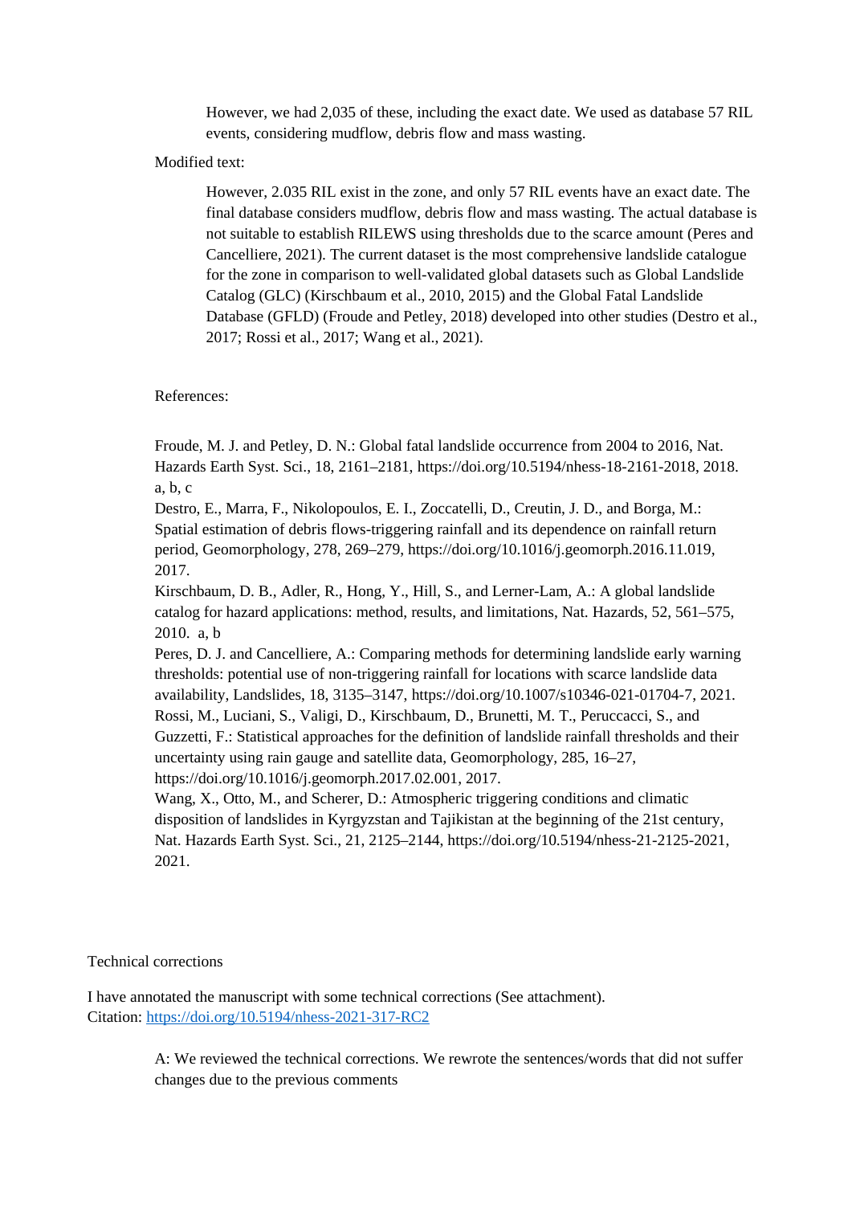However, we had 2,035 of these, including the exact date. We used as database 57 RIL events, considering mudflow, debris flow and mass wasting.

Modified text:

However, 2.035 RIL exist in the zone, and only 57 RIL events have an exact date. The final database considers mudflow, debris flow and mass wasting. The actual database is not suitable to establish RILEWS using thresholds due to the scarce amount (Peres and Cancelliere, 2021). The current dataset is the most comprehensive landslide catalogue for the zone in comparison to well-validated global datasets such as Global Landslide Catalog (GLC) (Kirschbaum et al., 2010, 2015) and the Global Fatal Landslide Database (GFLD) (Froude and Petley, 2018) developed into other studies (Destro et al., 2017; Rossi et al., 2017; Wang et al., 2021).

References:

Froude, M. J. and Petley, D. N.: Global fatal landslide occurrence from 2004 to 2016, Nat. Hazards Earth Syst. Sci., 18, 2161–2181, https://doi.org/10.5194/nhess-18-2161-2018, 2018. a, b, c

Destro, E., Marra, F., Nikolopoulos, E. I., Zoccatelli, D., Creutin, J. D., and Borga, M.: Spatial estimation of debris flows-triggering rainfall and its dependence on rainfall return period, Geomorphology, 278, 269–279, https://doi.org/10.1016/j.geomorph.2016.11.019, 2017.

Kirschbaum, D. B., Adler, R., Hong, Y., Hill, S., and Lerner-Lam, A.: A global landslide catalog for hazard applications: method, results, and limitations, Nat. Hazards, 52, 561–575, 2010. a, b

Peres, D. J. and Cancelliere, A.: Comparing methods for determining landslide early warning thresholds: potential use of non-triggering rainfall for locations with scarce landslide data availability, Landslides, 18, 3135–3147, https://doi.org/10.1007/s10346-021-01704-7, 2021.

Rossi, M., Luciani, S., Valigi, D., Kirschbaum, D., Brunetti, M. T., Peruccacci, S., and Guzzetti, F.: Statistical approaches for the definition of landslide rainfall thresholds and their uncertainty using rain gauge and satellite data, Geomorphology, 285, 16–27, https://doi.org/10.1016/j.geomorph.2017.02.001, 2017.

Wang, X., Otto, M., and Scherer, D.: Atmospheric triggering conditions and climatic disposition of landslides in Kyrgyzstan and Tajikistan at the beginning of the 21st century, Nat. Hazards Earth Syst. Sci., 21, 2125–2144, https://doi.org/10.5194/nhess-21-2125-2021, 2021.

Technical corrections

I have annotated the manuscript with some technical corrections (See attachment).
Citation: https://doi.org/10.5194/nhess-2021-317-RC2

A: We reviewed the technical corrections. We rewrote the sentences/words that did not suffer changes due to the previous comments